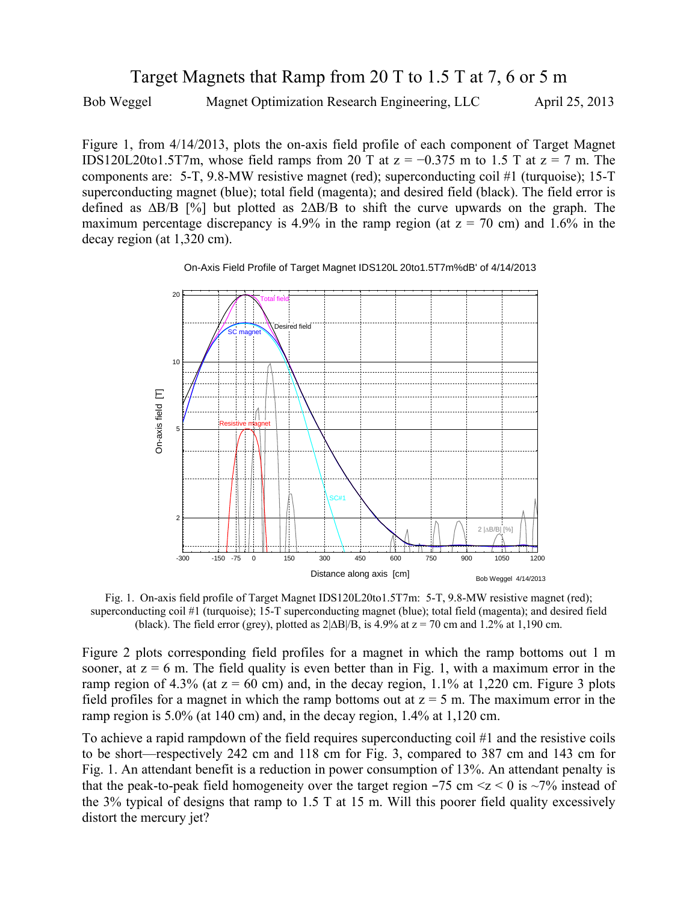# Target Magnets that Ramp from 20 T to 1.5 T at 7, 6 or 5 m

Bob Weggel Magnet Optimization Research Engineering, LLC April 25, 2013

Figure 1, from 4/14/2013, plots the on-axis field profile of each component of Target Magnet IDS120L20to1.5T7m, whose field ramps from 20 T at z = −0.375 m to 1.5 T at z = 7 m. The components are: 5-T, 9.8-MW resistive magnet (red); superconducting coil #1 (turquoise); 15-T superconducting magnet (blue); total field (magenta); and desired field (black). The field error is defined as $\Delta B/B$ [%] but plotted as $2\Delta B/B$ to shift the curve upwards on the graph. The maximum percentage discrepancy is 4.9% in the ramp region (at z = 70 cm) and 1.6% in the decay region (at 1,320 cm).

On-Axis Field Profile of Target Magnet IDS120L 20to1.5T7m%dB' of 4/14/2013

20
10
5
2
On-axis field [T]
Total field
Desired field
SC magnet
Resistive magnet
SC#1
2 |ΔB/B| [%]
-300 -150 -75 0 150 300 450 600 750 900 1050 1200
Distance along axis [cm]
Bob Weggel 4/14/2013

Fig. 1. On-axis field profile of Target Magnet IDS120L20to1.5T7m: 5-T, 9.8-MW resistive magnet (red); superconducting coil #1 (turquoise); 15-T superconducting magnet (blue); total field (magenta); and desired field (black). The field error (grey), plotted as $2|\Delta B|/B$, is 4.9% at z = 70 cm and 1.2% at 1,190 cm.

Figure 2 plots corresponding field profiles for a magnet in which the ramp bottoms out 1 m sooner, at z = 6 m. The field quality is even better than in Fig. 1, with a maximum error in the ramp region of 4.3% (at z = 60 cm) and, in the decay region, 1.1% at 1,220 cm. Figure 3 plots field profiles for a magnet in which the ramp bottoms out at z = 5 m. The maximum error in the ramp region is 5.0% (at 140 cm) and, in the decay region, 1.4% at 1,120 cm.

To achieve a rapid rampdown of the field requires superconducting coil #1 and the resistive coils to be short—respectively 242 cm and 118 cm for Fig. 3, compared to 387 cm and 143 cm for Fig. 1. An attendant benefit is a reduction in power consumption of 13%. An attendant penalty is that the peak-to-peak field homogeneity over the target region −75 cm < z < 0 is ~7% instead of the 3% typical of designs that ramp to 1.5 T at 15 m. Will this poorer field quality excessively distort the mercury jet?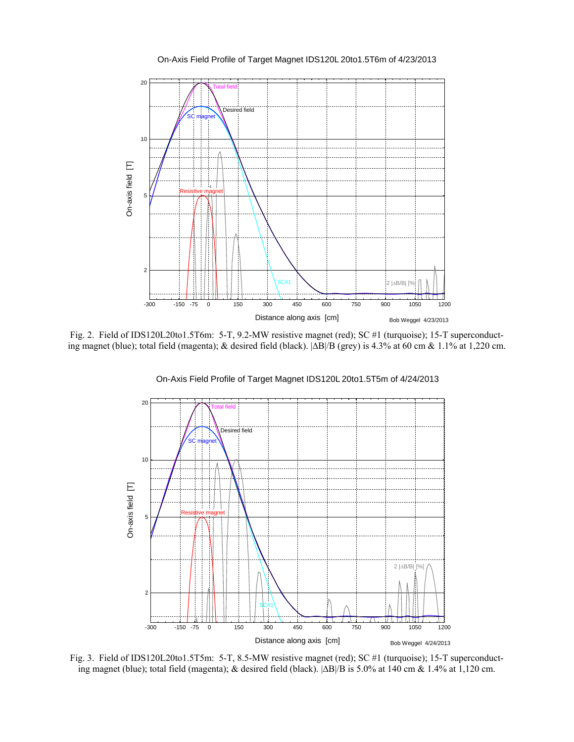On-Axis Field Profile of Target Magnet IDS120L 20to1.5T6m of 4/23/2013

On-axis field [T]

Distance along axis [cm]

-300 -150 -75 0 150 300 450 600 750 900 1050 1200

2 5 10 20

Total field

Desired field

SC magnet

Resistive magnet

SC#1

2 |ΔB/B| [%]

Bob Weggel 4/23/2013

Fig. 2. Field of IDS120L20to1.5T6m: 5-T, 9.2-MW resistive magnet (red); SC #1 (turquoise); 15-T superconducting magnet (blue); total field (magenta); & desired field (black). |ΔB|/B (grey) is 4.3% at 60 cm & 1.1% at 1,220 cm.

On-Axis Field Profile of Target Magnet IDS120L 20to1.5T5m of 4/24/2013

On-axis field [T]

Distance along axis [cm]

-300 -150 -75 0 150 300 450 600 750 900 1050 1200

2 5 10 20

Total field

Desired field

SC magnet

Resistive magnet

SC#1

2 |ΔB/B| [%]

Bob Weggel 4/24/2013

Fig. 3. Field of IDS120L20to1.5T5m: 5-T, 8.5-MW resistive magnet (red); SC #1 (turquoise); 15-T superconducting magnet (blue); total field (magenta); & desired field (black). |ΔB|/B is 5.0% at 140 cm & 1.4% at 1,120 cm.